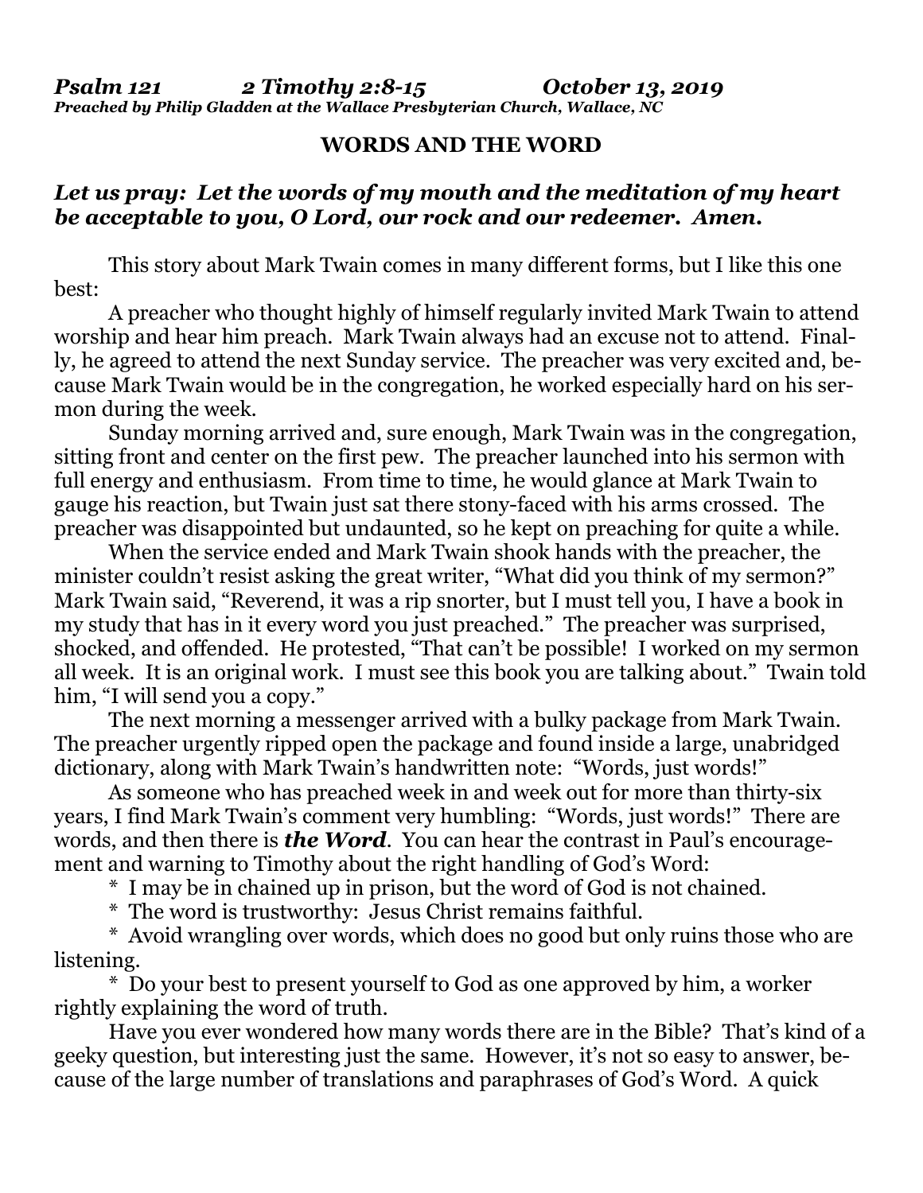***Psalm 121 2 Timothy 2:8-15 October 13, 2019***
***Preached by Philip Gladden at the Wallace Presbyterian Church, Wallace, NC***

**WORDS AND THE WORD**

***Let us pray: Let the words of my mouth and the meditation of my heart be acceptable to you, O Lord, our rock and our redeemer. Amen.***

This story about Mark Twain comes in many different forms, but I like this one best:

A preacher who thought highly of himself regularly invited Mark Twain to attend worship and hear him preach. Mark Twain always had an excuse not to attend. Finally, he agreed to attend the next Sunday service. The preacher was very excited and, because Mark Twain would be in the congregation, he worked especially hard on his sermon during the week.

Sunday morning arrived and, sure enough, Mark Twain was in the congregation, sitting front and center on the first pew. The preacher launched into his sermon with full energy and enthusiasm. From time to time, he would glance at Mark Twain to gauge his reaction, but Twain just sat there stony-faced with his arms crossed. The preacher was disappointed but undaunted, so he kept on preaching for quite a while.

When the service ended and Mark Twain shook hands with the preacher, the minister couldn't resist asking the great writer, "What did you think of my sermon?" Mark Twain said, "Reverend, it was a rip snorter, but I must tell you, I have a book in my study that has in it every word you just preached." The preacher was surprised, shocked, and offended. He protested, "That can't be possible! I worked on my sermon all week. It is an original work. I must see this book you are talking about." Twain told him, "I will send you a copy."

The next morning a messenger arrived with a bulky package from Mark Twain. The preacher urgently ripped open the package and found inside a large, unabridged dictionary, along with Mark Twain's handwritten note: "Words, just words!"

As someone who has preached week in and week out for more than thirty-six years, I find Mark Twain's comment very humbling: "Words, just words!" There are words, and then there is ***the Word***. You can hear the contrast in Paul's encouragement and warning to Timothy about the right handling of God's Word:

\* I may be in chained up in prison, but the word of God is not chained.

\* The word is trustworthy: Jesus Christ remains faithful.

\* Avoid wrangling over words, which does no good but only ruins those who are listening.

\* Do your best to present yourself to God as one approved by him, a worker rightly explaining the word of truth.

Have you ever wondered how many words there are in the Bible? That's kind of a geeky question, but interesting just the same. However, it's not so easy to answer, because of the large number of translations and paraphrases of God's Word. A quick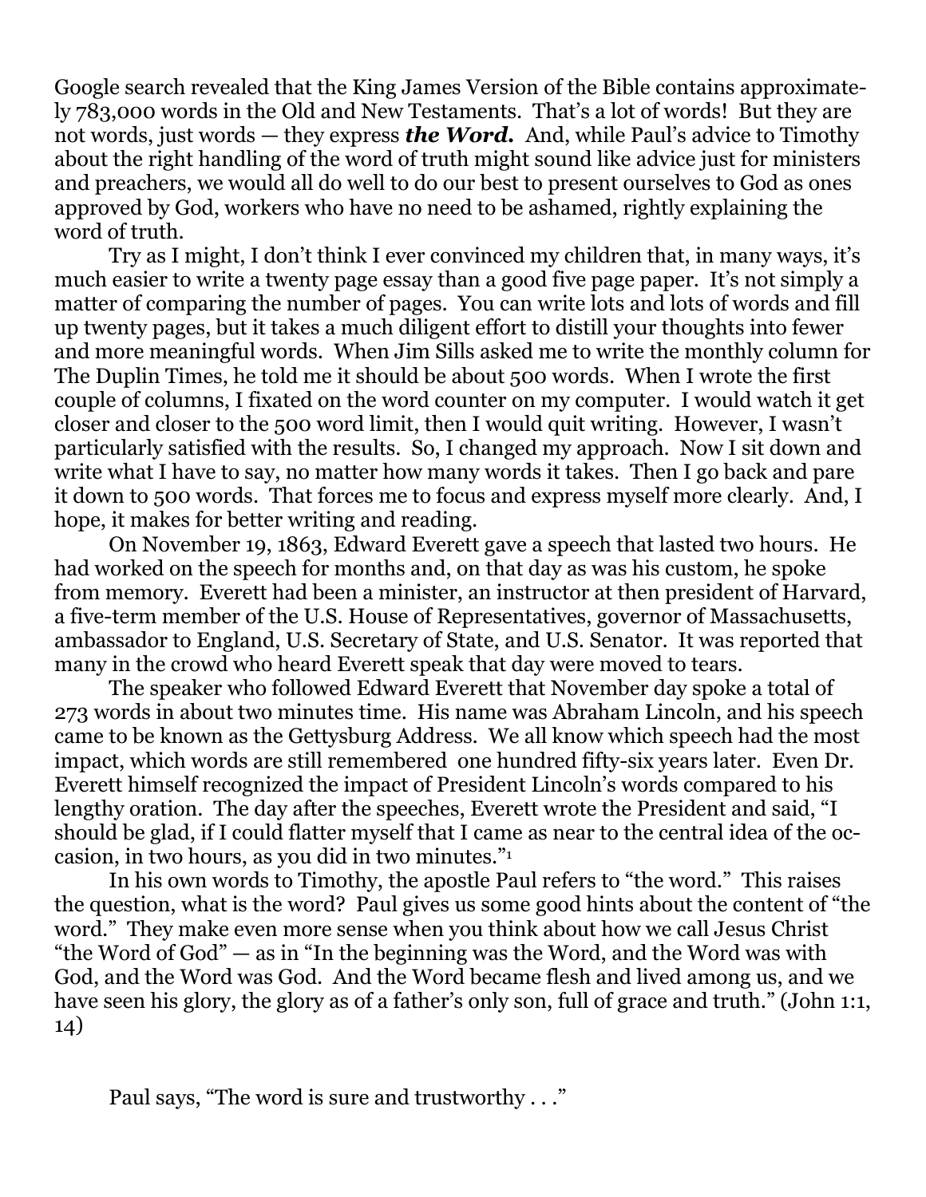Google search revealed that the King James Version of the Bible contains approximately 783,000 words in the Old and New Testaments. That's a lot of words! But they are not words, just words — they express ***the Word.*** And, while Paul's advice to Timothy about the right handling of the word of truth might sound like advice just for ministers and preachers, we would all do well to do our best to present ourselves to God as ones approved by God, workers who have no need to be ashamed, rightly explaining the word of truth.

Try as I might, I don't think I ever convinced my children that, in many ways, it's much easier to write a twenty page essay than a good five page paper. It's not simply a matter of comparing the number of pages. You can write lots and lots of words and fill up twenty pages, but it takes a much diligent effort to distill your thoughts into fewer and more meaningful words. When Jim Sills asked me to write the monthly column for The Duplin Times, he told me it should be about 500 words. When I wrote the first couple of columns, I fixated on the word counter on my computer. I would watch it get closer and closer to the 500 word limit, then I would quit writing. However, I wasn't particularly satisfied with the results. So, I changed my approach. Now I sit down and write what I have to say, no matter how many words it takes. Then I go back and pare it down to 500 words. That forces me to focus and express myself more clearly. And, I hope, it makes for better writing and reading.

On November 19, 1863, Edward Everett gave a speech that lasted two hours. He had worked on the speech for months and, on that day as was his custom, he spoke from memory. Everett had been a minister, an instructor at then president of Harvard, a five-term member of the U.S. House of Representatives, governor of Massachusetts, ambassador to England, U.S. Secretary of State, and U.S. Senator. It was reported that many in the crowd who heard Everett speak that day were moved to tears.

The speaker who followed Edward Everett that November day spoke a total of 273 words in about two minutes time. His name was Abraham Lincoln, and his speech came to be known as the Gettysburg Address. We all know which speech had the most impact, which words are still remembered one hundred fifty-six years later. Even Dr. Everett himself recognized the impact of President Lincoln's words compared to his lengthy oration. The day after the speeches, Everett wrote the President and said, "I should be glad, if I could flatter myself that I came as near to the central idea of the occasion, in two hours, as you did in two minutes."[1]

In his own words to Timothy, the apostle Paul refers to "the word." This raises the question, what is the word? Paul gives us some good hints about the content of "the word." They make even more sense when you think about how we call Jesus Christ "the Word of God" — as in "In the beginning was the Word, and the Word was with God, and the Word was God. And the Word became flesh and lived among us, and we have seen his glory, the glory as of a father's only son, full of grace and truth." (John 1:1, 14)

Paul says, "The word is sure and trustworthy . . ."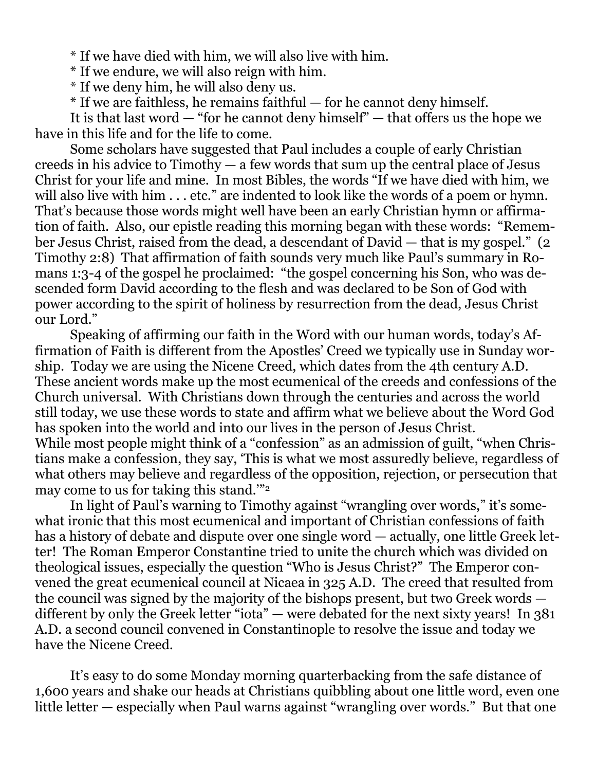* If we have died with him, we will also live with him.
* If we endure, we will also reign with him.
* If we deny him, he will also deny us.
* If we are faithless, he remains faithful — for he cannot deny himself.

It is that last word — "for he cannot deny himself" — that offers us the hope we have in this life and for the life to come.

Some scholars have suggested that Paul includes a couple of early Christian creeds in his advice to Timothy — a few words that sum up the central place of Jesus Christ for your life and mine. In most Bibles, the words "If we have died with him, we will also live with him . . . etc." are indented to look like the words of a poem or hymn. That's because those words might well have been an early Christian hymn or affirmation of faith. Also, our epistle reading this morning began with these words: "Remember Jesus Christ, raised from the dead, a descendant of David — that is my gospel." (2 Timothy 2:8) That affirmation of faith sounds very much like Paul's summary in Romans 1:3-4 of the gospel he proclaimed: "the gospel concerning his Son, who was descended form David according to the flesh and was declared to be Son of God with power according to the spirit of holiness by resurrection from the dead, Jesus Christ our Lord."

Speaking of affirming our faith in the Word with our human words, today's Affirmation of Faith is different from the Apostles' Creed we typically use in Sunday worship. Today we are using the Nicene Creed, which dates from the 4th century A.D. These ancient words make up the most ecumenical of the creeds and confessions of the Church universal. With Christians down through the centuries and across the world still today, we use these words to state and affirm what we believe about the Word God has spoken into the world and into our lives in the person of Jesus Christ.

While most people might think of a "confession" as an admission of guilt, "when Christians make a confession, they say, 'This is what we most assuredly believe, regardless of what others may believe and regardless of the opposition, rejection, or persecution that may come to us for taking this stand.'"[2]

In light of Paul's warning to Timothy against "wrangling over words," it's somewhat ironic that this most ecumenical and important of Christian confessions of faith has a history of debate and dispute over one single word — actually, one little Greek letter! The Roman Emperor Constantine tried to unite the church which was divided on theological issues, especially the question "Who is Jesus Christ?" The Emperor convened the great ecumenical council at Nicaea in 325 A.D. The creed that resulted from the council was signed by the majority of the bishops present, but two Greek words — different by only the Greek letter "iota" — were debated for the next sixty years! In 381 A.D. a second council convened in Constantinople to resolve the issue and today we have the Nicene Creed.

It's easy to do some Monday morning quarterbacking from the safe distance of 1,600 years and shake our heads at Christians quibbling about one little word, even one little letter — especially when Paul warns against "wrangling over words." But that one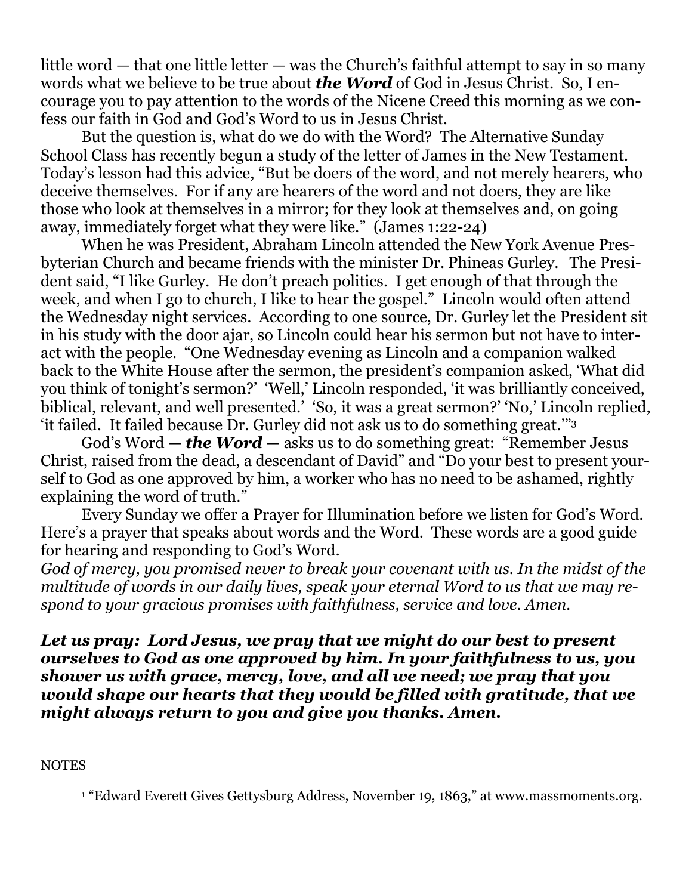little word — that one little letter — was the Church's faithful attempt to say in so many words what we believe to be true about ***the Word*** of God in Jesus Christ. So, I encourage you to pay attention to the words of the Nicene Creed this morning as we confess our faith in God and God's Word to us in Jesus Christ.

But the question is, what do we do with the Word? The Alternative Sunday School Class has recently begun a study of the letter of James in the New Testament. Today's lesson had this advice, "But be doers of the word, and not merely hearers, who deceive themselves. For if any are hearers of the word and not doers, they are like those who look at themselves in a mirror; for they look at themselves and, on going away, immediately forget what they were like." (James 1:22-24)

When he was President, Abraham Lincoln attended the New York Avenue Presbyterian Church and became friends with the minister Dr. Phineas Gurley. The President said, "I like Gurley. He don't preach politics. I get enough of that through the week, and when I go to church, I like to hear the gospel." Lincoln would often attend the Wednesday night services. According to one source, Dr. Gurley let the President sit in his study with the door ajar, so Lincoln could hear his sermon but not have to interact with the people. "One Wednesday evening as Lincoln and a companion walked back to the White House after the sermon, the president's companion asked, 'What did you think of tonight's sermon?' 'Well,' Lincoln responded, 'it was brilliantly conceived, biblical, relevant, and well presented.' 'So, it was a great sermon?' 'No,' Lincoln replied, 'it failed. It failed because Dr. Gurley did not ask us to do something great.'"[3]

God's Word — ***the Word*** — asks us to do something great: "Remember Jesus Christ, raised from the dead, a descendant of David" and "Do your best to present yourself to God as one approved by him, a worker who has no need to be ashamed, rightly explaining the word of truth."

Every Sunday we offer a Prayer for Illumination before we listen for God's Word. Here's a prayer that speaks about words and the Word. These words are a good guide for hearing and responding to God's Word.

*God of mercy, you promised never to break your covenant with us. In the midst of the multitude of words in our daily lives, speak your eternal Word to us that we may respond to your gracious promises with faithfulness, service and love. Amen.*

***Let us pray: Lord Jesus, we pray that we might do our best to present ourselves to God as one approved by him. In your faithfulness to us, you shower us with grace, mercy, love, and all we need; we pray that you would shape our hearts that they would be filled with gratitude, that we might always return to you and give you thanks. Amen.***

NOTES

[1] "Edward Everett Gives Gettysburg Address, November 19, 1863," at www.massmoments.org.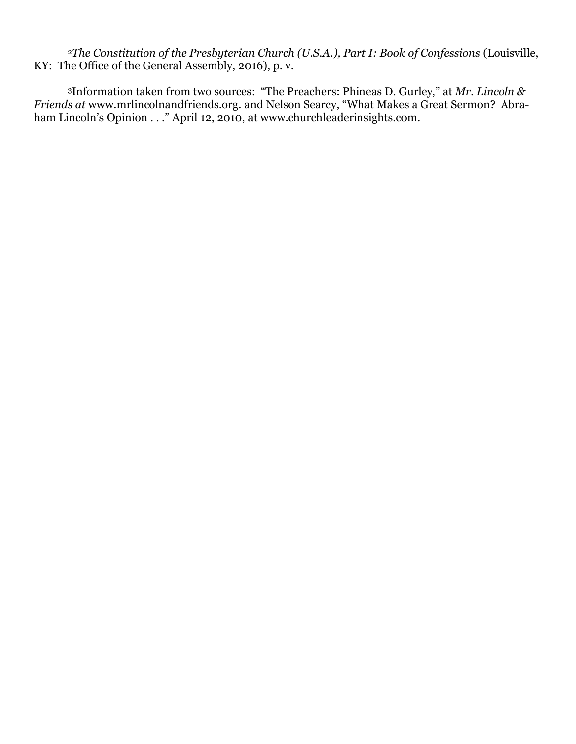[2]*The Constitution of the Presbyterian Church (U.S.A.), Part I: Book of Confessions* (Louisville, KY: The Office of the General Assembly, 2016), p. v.

[3]Information taken from two sources: "The Preachers: Phineas D. Gurley," at *Mr. Lincoln & Friends at* www.mrlincolnandfriends.org. and Nelson Searcy, "What Makes a Great Sermon? Abraham Lincoln's Opinion . . ." April 12, 2010, at www.churchleaderinsights.com.